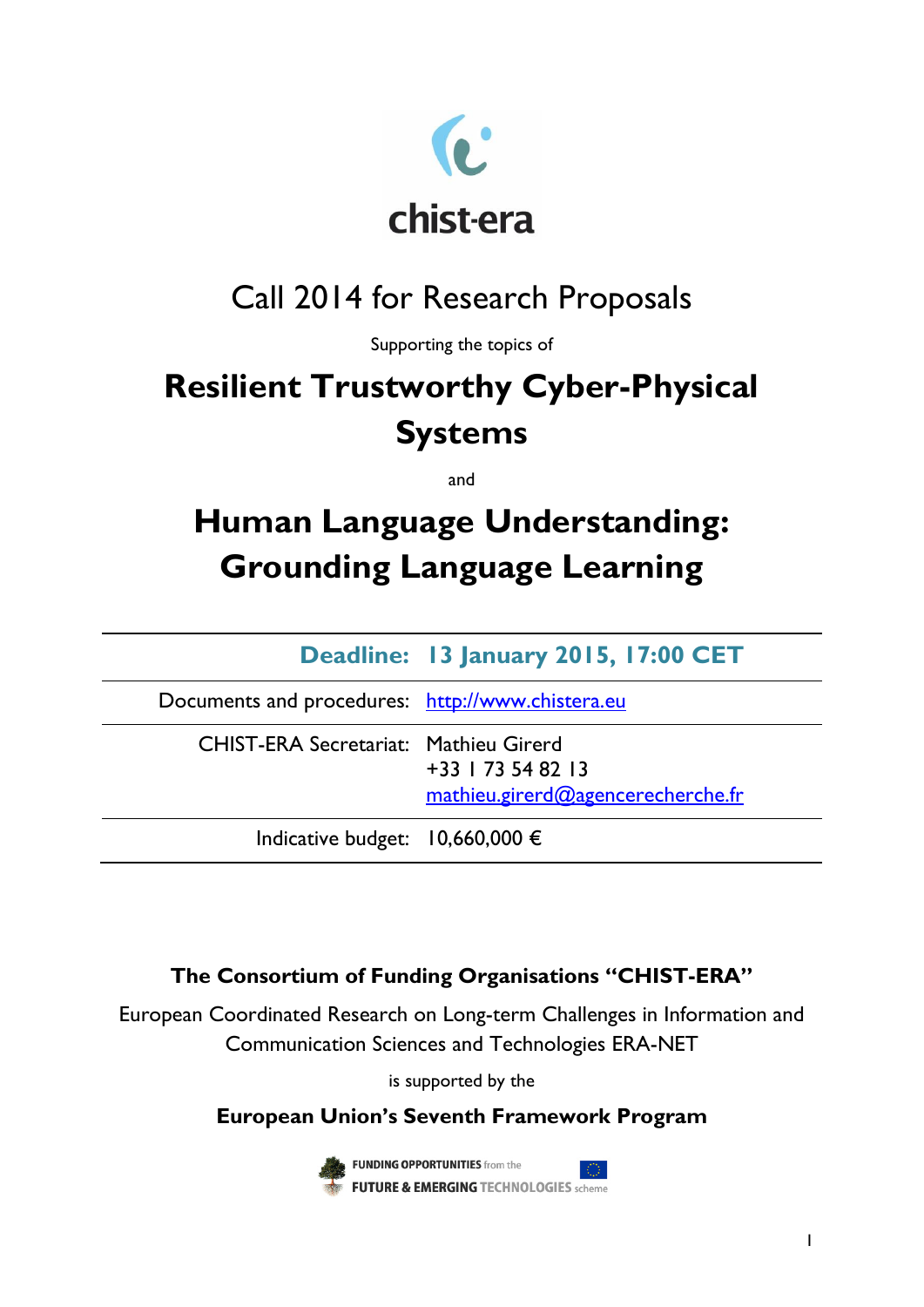chist-era

# Call 2014 for Research Proposals

Supporting the topics of

# Resilient Trustworthy Cyber-Physical Systems

and

# Human Language Understanding: Grounding Language Learning

| | |
|---|---|
| **Deadline:** | **13 January 2015, 17:00 CET** |
| Documents and procedures: | http://www.chistera.eu |
| CHIST-ERA Secretariat: | Mathieu Girerd<br>+33 1 73 54 82 13<br>mathieu.girerd@agencerecherche.fr |
| Indicative budget: | 10,660,000 € |

**The Consortium of Funding Organisations "CHIST-ERA"**

European Coordinated Research on Long-term Challenges in Information and Communication Sciences and Technologies ERA-NET

is supported by the

**European Union's Seventh Framework Program**

FUNDING OPPORTUNITIES from the FUTURE & EMERGING TECHNOLOGIES scheme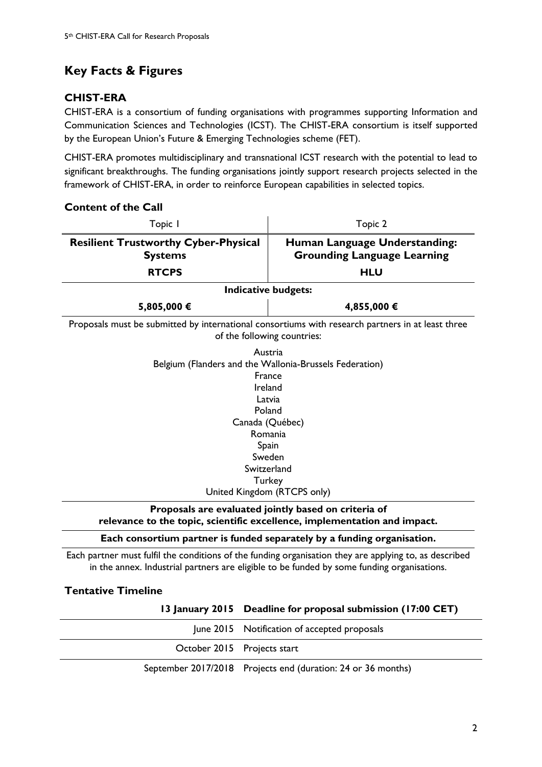## Key Facts & Figures

### CHIST-ERA

CHIST-ERA is a consortium of funding organisations with programmes supporting Information and Communication Sciences and Technologies (ICST). The CHIST-ERA consortium is itself supported by the European Union's Future & Emerging Technologies scheme (FET).

CHIST-ERA promotes multidisciplinary and transnational ICST research with the potential to lead to significant breakthroughs. The funding organisations jointly support research projects selected in the framework of CHIST-ERA, in order to reinforce European capabilities in selected topics.

### Content of the Call

| Topic 1 | Topic 2 |
|---|---|
| **Resilient Trustworthy Cyber-Physical Systems** | **Human Language Understanding: Grounding Language Learning** |
| **RTCPS** | **HLU** |
| **Indicative budgets:** | |
| **5,805,000 €** | **4,855,000 €** |

Proposals must be submitted by international consortiums with research partners in at least three of the following countries:

Austria
Belgium (Flanders and the Wallonia-Brussels Federation)
France
Ireland
Latvia
Poland
Canada (Québec)
Romania
Spain
Sweden
Switzerland
Turkey
United Kingdom (RTCPS only)

**Proposals are evaluated jointly based on criteria of relevance to the topic, scientific excellence, implementation and impact.**

**Each consortium partner is funded separately by a funding organisation.**

Each partner must fulfil the conditions of the funding organisation they are applying to, as described in the annex. Industrial partners are eligible to be funded by some funding organisations.

### Tentative Timeline

| | |
|---|---|
| **13 January 2015** | **Deadline for proposal submission (17:00 CET)** |
| June 2015 | Notification of accepted proposals |
| October 2015 | Projects start |
| September 2017/2018 | Projects end (duration: 24 or 36 months) |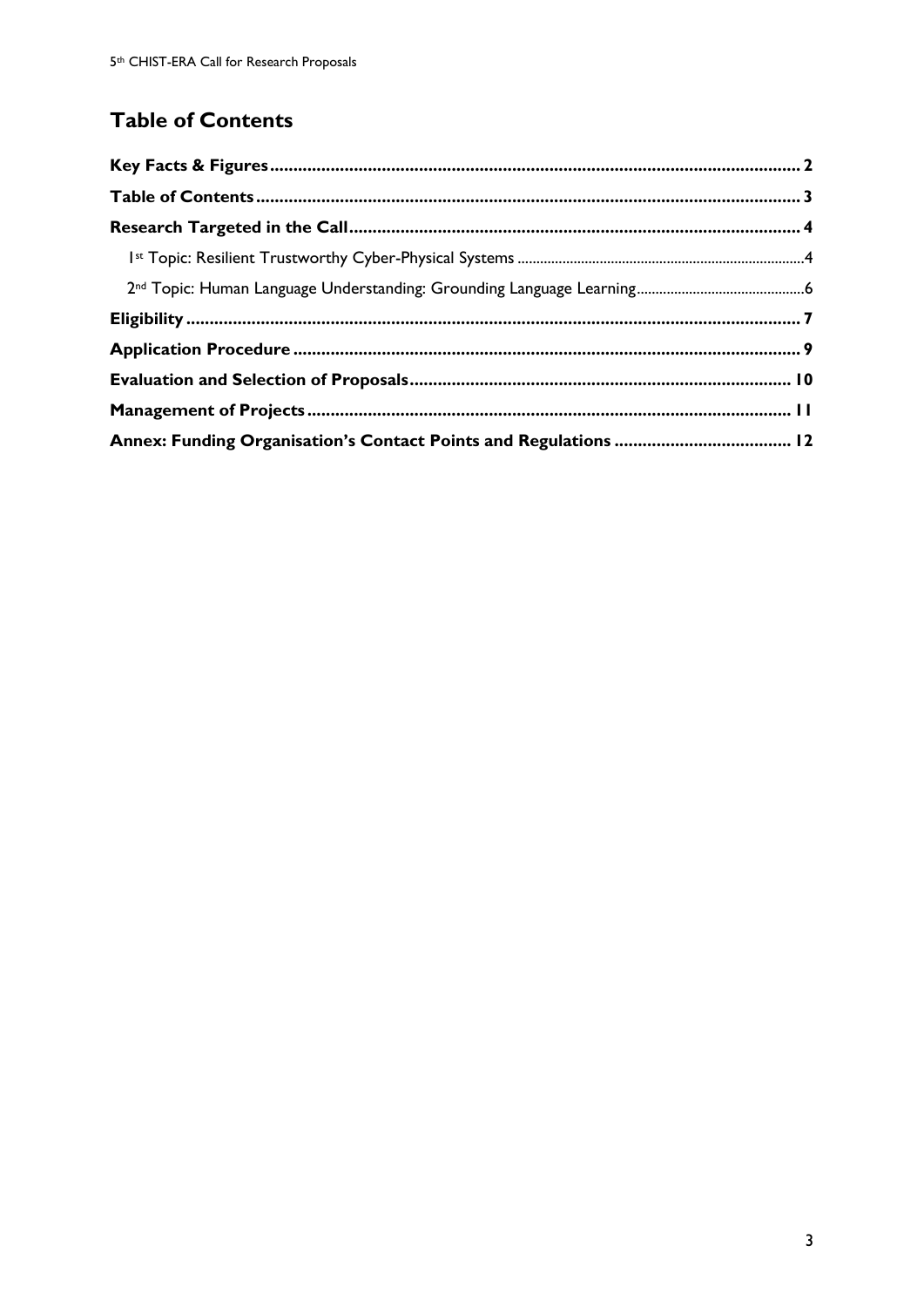## Table of Contents

**Key Facts & Figures** ... 2

**Table of Contents** ... 3

**Research Targeted in the Call** ... 4

- 1st Topic: Resilient Trustworthy Cyber-Physical Systems ... 4
- 2nd Topic: Human Language Understanding: Grounding Language Learning ... 6

**Eligibility** ... 7

**Application Procedure** ... 9

**Evaluation and Selection of Proposals** ... 10

**Management of Projects** ... 11

**Annex: Funding Organisation's Contact Points and Regulations** ... 12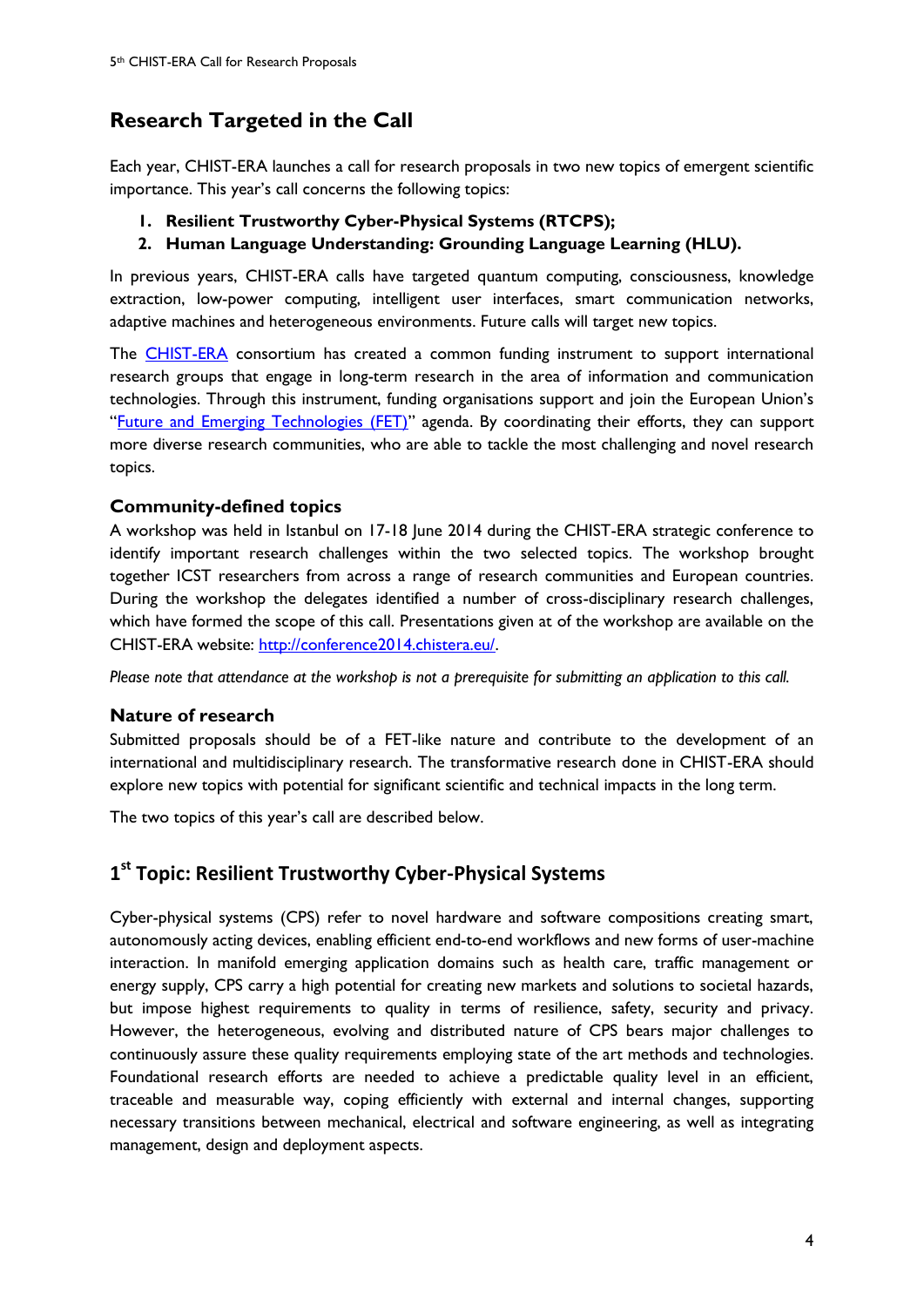## Research Targeted in the Call

Each year, CHIST-ERA launches a call for research proposals in two new topics of emergent scientific importance. This year's call concerns the following topics:

1. **Resilient Trustworthy Cyber-Physical Systems (RTCPS);**
2. **Human Language Understanding: Grounding Language Learning (HLU).**

In previous years, CHIST-ERA calls have targeted quantum computing, consciousness, knowledge extraction, low-power computing, intelligent user interfaces, smart communication networks, adaptive machines and heterogeneous environments. Future calls will target new topics.

The CHIST-ERA consortium has created a common funding instrument to support international research groups that engage in long-term research in the area of information and communication technologies. Through this instrument, funding organisations support and join the European Union's "Future and Emerging Technologies (FET)" agenda. By coordinating their efforts, they can support more diverse research communities, who are able to tackle the most challenging and novel research topics.

### Community-defined topics

A workshop was held in Istanbul on 17-18 June 2014 during the CHIST-ERA strategic conference to identify important research challenges within the two selected topics. The workshop brought together ICST researchers from across a range of research communities and European countries. During the workshop the delegates identified a number of cross-disciplinary research challenges, which have formed the scope of this call. Presentations given at of the workshop are available on the CHIST-ERA website: http://conference2014.chistera.eu/.

*Please note that attendance at the workshop is not a prerequisite for submitting an application to this call.*

### Nature of research

Submitted proposals should be of a FET-like nature and contribute to the development of an international and multidisciplinary research. The transformative research done in CHIST-ERA should explore new topics with potential for significant scientific and technical impacts in the long term.

The two topics of this year's call are described below.

## 1st Topic: Resilient Trustworthy Cyber-Physical Systems

Cyber-physical systems (CPS) refer to novel hardware and software compositions creating smart, autonomously acting devices, enabling efficient end-to-end workflows and new forms of user-machine interaction. In manifold emerging application domains such as health care, traffic management or energy supply, CPS carry a high potential for creating new markets and solutions to societal hazards, but impose highest requirements to quality in terms of resilience, safety, security and privacy. However, the heterogeneous, evolving and distributed nature of CPS bears major challenges to continuously assure these quality requirements employing state of the art methods and technologies. Foundational research efforts are needed to achieve a predictable quality level in an efficient, traceable and measurable way, coping efficiently with external and internal changes, supporting necessary transitions between mechanical, electrical and software engineering, as well as integrating management, design and deployment aspects.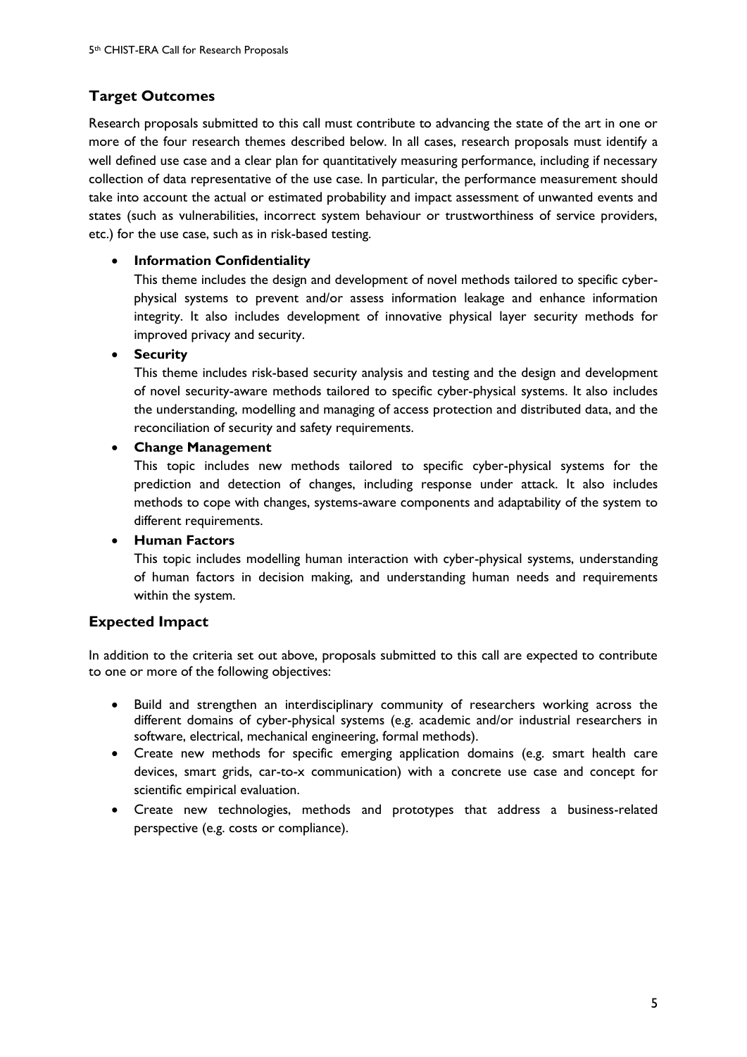## Target Outcomes

Research proposals submitted to this call must contribute to advancing the state of the art in one or more of the four research themes described below. In all cases, research proposals must identify a well defined use case and a clear plan for quantitatively measuring performance, including if necessary collection of data representative of the use case. In particular, the performance measurement should take into account the actual or estimated probability and impact assessment of unwanted events and states (such as vulnerabilities, incorrect system behaviour or trustworthiness of service providers, etc.) for the use case, such as in risk-based testing.

- **Information Confidentiality**
  This theme includes the design and development of novel methods tailored to specific cyber-physical systems to prevent and/or assess information leakage and enhance information integrity. It also includes development of innovative physical layer security methods for improved privacy and security.
- **Security**
  This theme includes risk-based security analysis and testing and the design and development of novel security-aware methods tailored to specific cyber-physical systems. It also includes the understanding, modelling and managing of access protection and distributed data, and the reconciliation of security and safety requirements.
- **Change Management**
  This topic includes new methods tailored to specific cyber-physical systems for the prediction and detection of changes, including response under attack. It also includes methods to cope with changes, systems-aware components and adaptability of the system to different requirements.
- **Human Factors**
  This topic includes modelling human interaction with cyber-physical systems, understanding of human factors in decision making, and understanding human needs and requirements within the system.

## Expected Impact

In addition to the criteria set out above, proposals submitted to this call are expected to contribute to one or more of the following objectives:

- Build and strengthen an interdisciplinary community of researchers working across the different domains of cyber-physical systems (e.g. academic and/or industrial researchers in software, electrical, mechanical engineering, formal methods).
- Create new methods for specific emerging application domains (e.g. smart health care devices, smart grids, car-to-x communication) with a concrete use case and concept for scientific empirical evaluation.
- Create new technologies, methods and prototypes that address a business-related perspective (e.g. costs or compliance).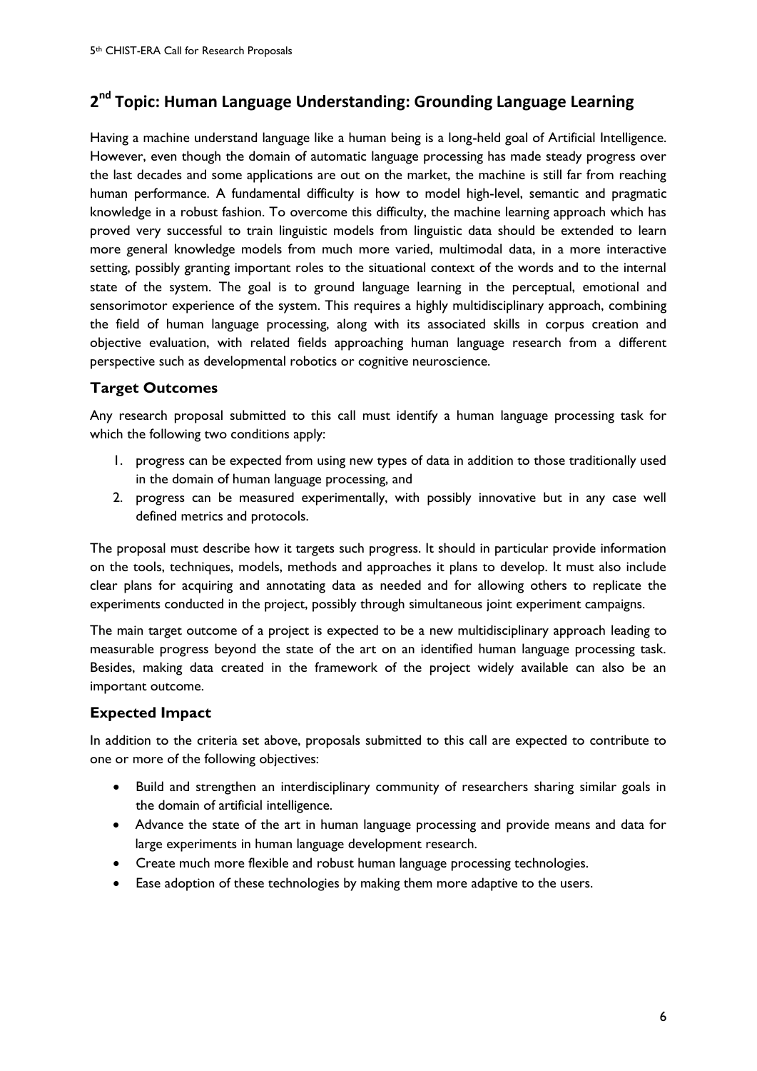## 2nd Topic: Human Language Understanding: Grounding Language Learning

Having a machine understand language like a human being is a long-held goal of Artificial Intelligence. However, even though the domain of automatic language processing has made steady progress over the last decades and some applications are out on the market, the machine is still far from reaching human performance. A fundamental difficulty is how to model high-level, semantic and pragmatic knowledge in a robust fashion. To overcome this difficulty, the machine learning approach which has proved very successful to train linguistic models from linguistic data should be extended to learn more general knowledge models from much more varied, multimodal data, in a more interactive setting, possibly granting important roles to the situational context of the words and to the internal state of the system. The goal is to ground language learning in the perceptual, emotional and sensorimotor experience of the system. This requires a highly multidisciplinary approach, combining the field of human language processing, along with its associated skills in corpus creation and objective evaluation, with related fields approaching human language research from a different perspective such as developmental robotics or cognitive neuroscience.

### Target Outcomes

Any research proposal submitted to this call must identify a human language processing task for which the following two conditions apply:

1. progress can be expected from using new types of data in addition to those traditionally used in the domain of human language processing, and
2. progress can be measured experimentally, with possibly innovative but in any case well defined metrics and protocols.

The proposal must describe how it targets such progress. It should in particular provide information on the tools, techniques, models, methods and approaches it plans to develop. It must also include clear plans for acquiring and annotating data as needed and for allowing others to replicate the experiments conducted in the project, possibly through simultaneous joint experiment campaigns.

The main target outcome of a project is expected to be a new multidisciplinary approach leading to measurable progress beyond the state of the art on an identified human language processing task. Besides, making data created in the framework of the project widely available can also be an important outcome.

### Expected Impact

In addition to the criteria set above, proposals submitted to this call are expected to contribute to one or more of the following objectives:

- Build and strengthen an interdisciplinary community of researchers sharing similar goals in the domain of artificial intelligence.
- Advance the state of the art in human language processing and provide means and data for large experiments in human language development research.
- Create much more flexible and robust human language processing technologies.
- Ease adoption of these technologies by making them more adaptive to the users.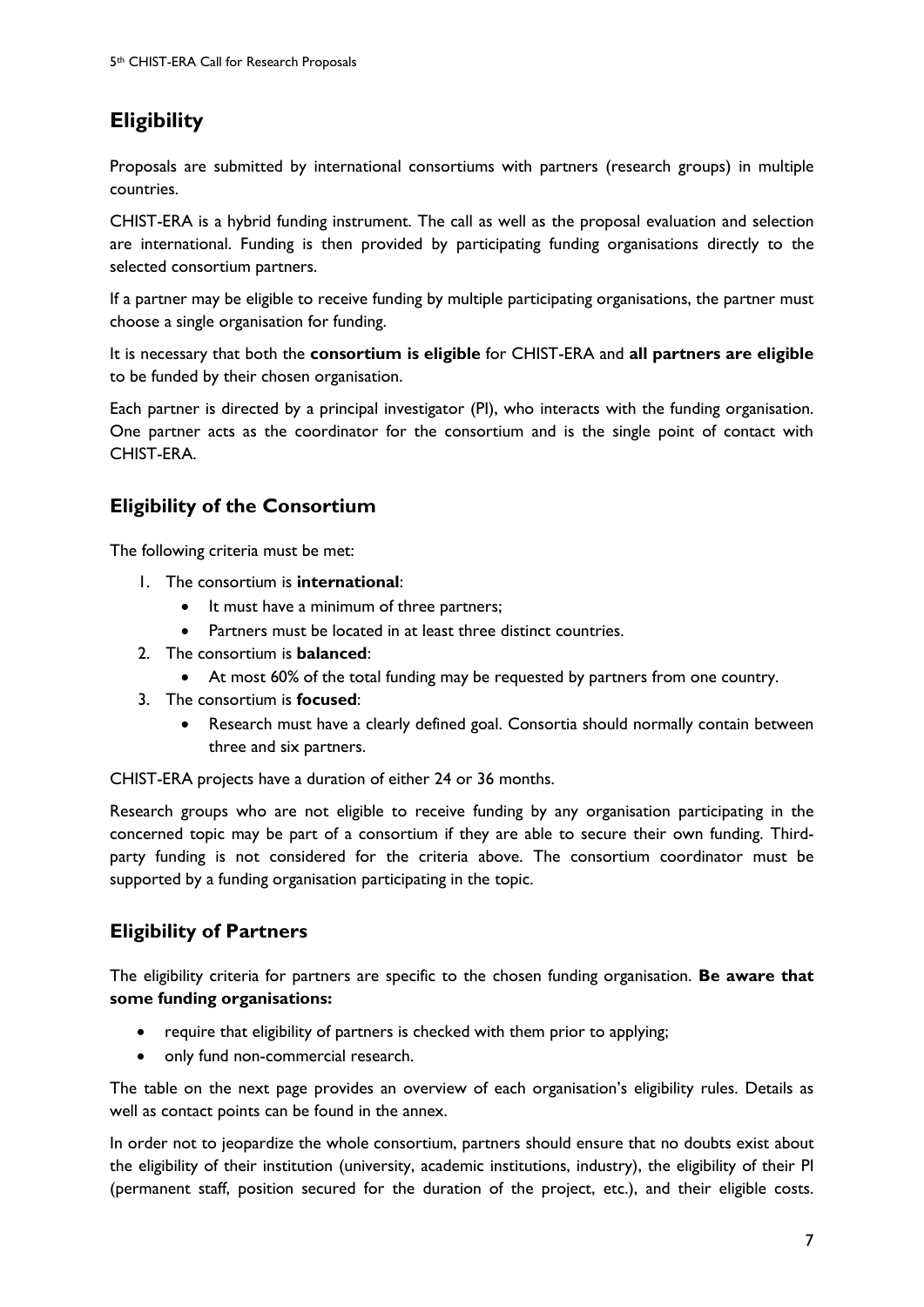## Eligibility

Proposals are submitted by international consortiums with partners (research groups) in multiple countries.

CHIST-ERA is a hybrid funding instrument. The call as well as the proposal evaluation and selection are international. Funding is then provided by participating funding organisations directly to the selected consortium partners.

If a partner may be eligible to receive funding by multiple participating organisations, the partner must choose a single organisation for funding.

It is necessary that both the **consortium is eligible** for CHIST-ERA and **all partners are eligible** to be funded by their chosen organisation.

Each partner is directed by a principal investigator (PI), who interacts with the funding organisation. One partner acts as the coordinator for the consortium and is the single point of contact with CHIST-ERA.

### Eligibility of the Consortium

The following criteria must be met:

1. The consortium is **international**:
   - It must have a minimum of three partners;
   - Partners must be located in at least three distinct countries.
2. The consortium is **balanced**:
   - At most 60% of the total funding may be requested by partners from one country.
3. The consortium is **focused**:
   - Research must have a clearly defined goal. Consortia should normally contain between three and six partners.

CHIST-ERA projects have a duration of either 24 or 36 months.

Research groups who are not eligible to receive funding by any organisation participating in the concerned topic may be part of a consortium if they are able to secure their own funding. Third-party funding is not considered for the criteria above. The consortium coordinator must be supported by a funding organisation participating in the topic.

### Eligibility of Partners

The eligibility criteria for partners are specific to the chosen funding organisation. **Be aware that some funding organisations:**

- require that eligibility of partners is checked with them prior to applying;
- only fund non-commercial research.

The table on the next page provides an overview of each organisation's eligibility rules. Details as well as contact points can be found in the annex.

In order not to jeopardize the whole consortium, partners should ensure that no doubts exist about the eligibility of their institution (university, academic institutions, industry), the eligibility of their PI (permanent staff, position secured for the duration of the project, etc.), and their eligible costs.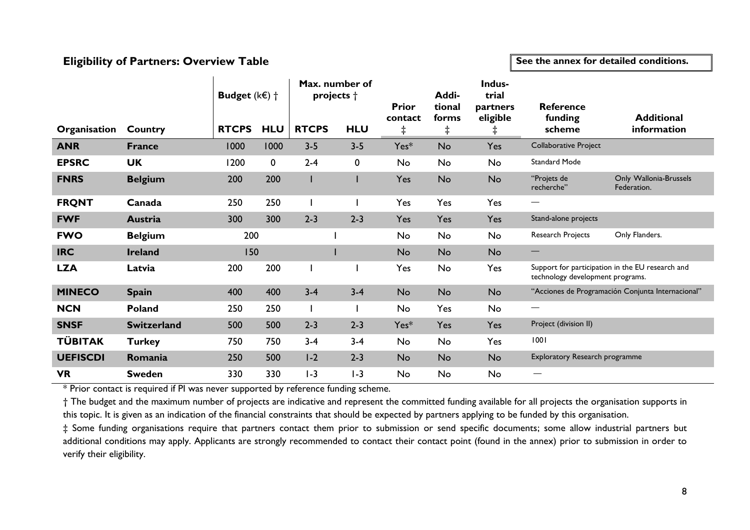## Eligibility of Partners: Overview Table

See the annex for detailed conditions.

| Organisation | Country | Budget (k€) † | | Max. number of projects † | | Prior contact ‡ | Additional forms ‡ | Industrial partners eligible ‡ | Reference funding scheme | Additional information |
|---|---|---|---|---|---|---|---|---|---|---|
| | | RTCPS | HLU | RTCPS | HLU | | | | | |
| **ANR** | **France** | 1000 | 1000 | 3-5 | 3-5 | Yes* | No | Yes | Collaborative Project | |
| **EPSRC** | **UK** | 1200 | 0 | 2-4 | 0 | No | No | No | Standard Mode | |
| **FNRS** | **Belgium** | 200 | 200 | 1 | 1 | Yes | No | No | "Projets de recherche" | Only Wallonia-Brussels Federation. |
| **FRQNT** | **Canada** | 250 | 250 | 1 | 1 | Yes | Yes | Yes | — | |
| **FWF** | **Austria** | 300 | 300 | 2-3 | 2-3 | Yes | Yes | Yes | Stand-alone projects | |
| **FWO** | **Belgium** | 200 | | 1 | | No | No | No | Research Projects | Only Flanders. |
| **IRC** | **Ireland** | 150 | | 1 | | No | No | No | — | |
| **LZA** | **Latvia** | 200 | 200 | 1 | 1 | Yes | No | Yes | Support for participation in the EU research and technology development programs. | |
| **MINECO** | **Spain** | 400 | 400 | 3-4 | 3-4 | No | No | No | "Acciones de Programación Conjunta Internacional" | |
| **NCN** | **Poland** | 250 | 250 | 1 | 1 | No | Yes | No | — | |
| **SNSF** | **Switzerland** | 500 | 500 | 2-3 | 2-3 | Yes* | Yes | Yes | Project (division II) | |
| **TÜBITAK** | **Turkey** | 750 | 750 | 3-4 | 3-4 | No | No | Yes | 1001 | |
| **UEFISCDI** | **Romania** | 250 | 500 | 1-2 | 2-3 | No | No | No | Exploratory Research programme | |
| **VR** | **Sweden** | 330 | 330 | 1-3 | 1-3 | No | No | No | — | |

* Prior contact is required if PI was never supported by reference funding scheme.

† The budget and the maximum number of projects are indicative and represent the committed funding available for all projects the organisation supports in this topic. It is given as an indication of the financial constraints that should be expected by partners applying to be funded by this organisation.

‡ Some funding organisations require that partners contact them prior to submission or send specific documents; some allow industrial partners but additional conditions may apply. Applicants are strongly recommended to contact their contact point (found in the annex) prior to submission in order to verify their eligibility.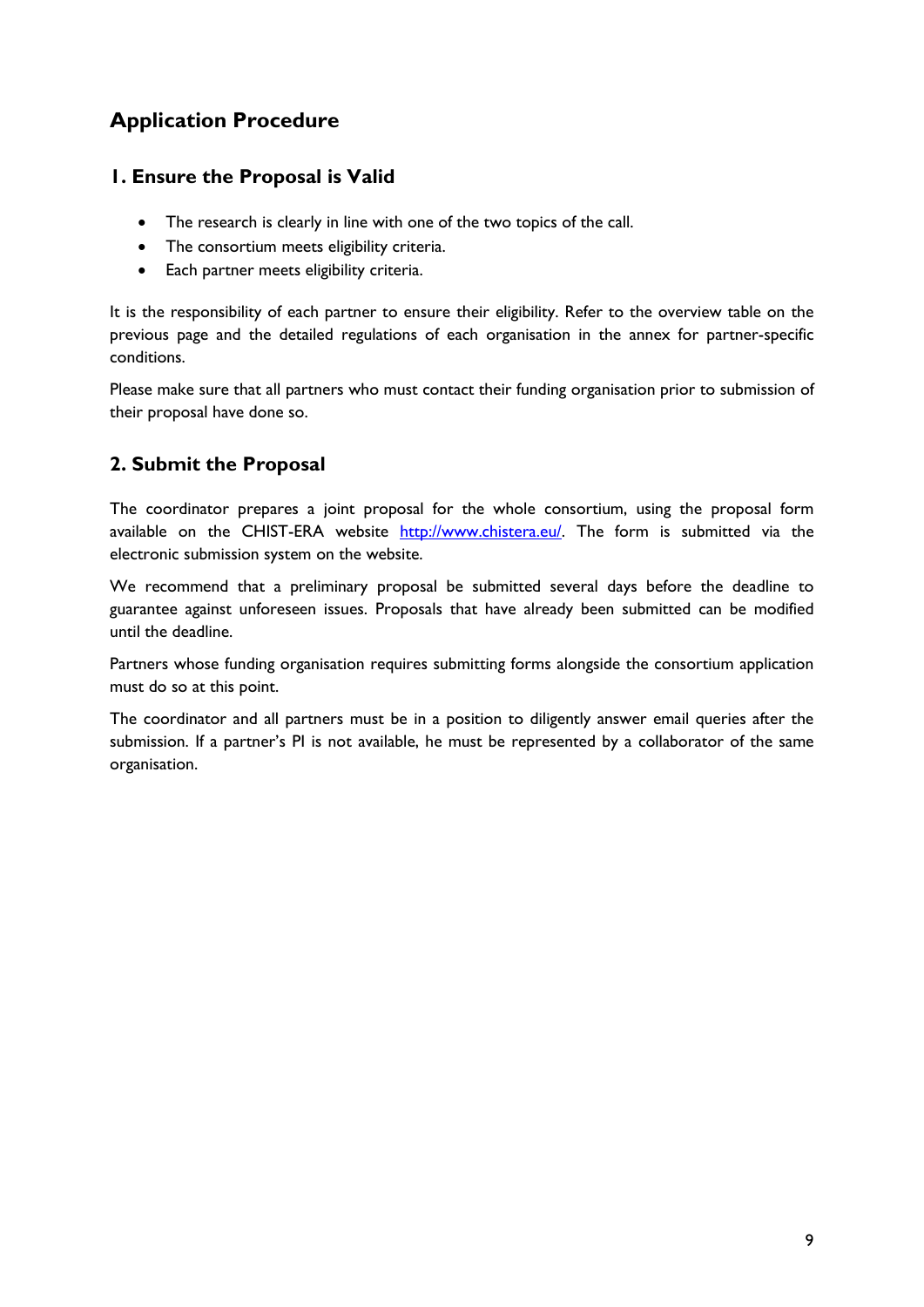## Application Procedure

### 1. Ensure the Proposal is Valid

- The research is clearly in line with one of the two topics of the call.
- The consortium meets eligibility criteria.
- Each partner meets eligibility criteria.

It is the responsibility of each partner to ensure their eligibility. Refer to the overview table on the previous page and the detailed regulations of each organisation in the annex for partner-specific conditions.

Please make sure that all partners who must contact their funding organisation prior to submission of their proposal have done so.

### 2. Submit the Proposal

The coordinator prepares a joint proposal for the whole consortium, using the proposal form available on the CHIST-ERA website http://www.chistera.eu/. The form is submitted via the electronic submission system on the website.

We recommend that a preliminary proposal be submitted several days before the deadline to guarantee against unforeseen issues. Proposals that have already been submitted can be modified until the deadline.

Partners whose funding organisation requires submitting forms alongside the consortium application must do so at this point.

The coordinator and all partners must be in a position to diligently answer email queries after the submission. If a partner's PI is not available, he must be represented by a collaborator of the same organisation.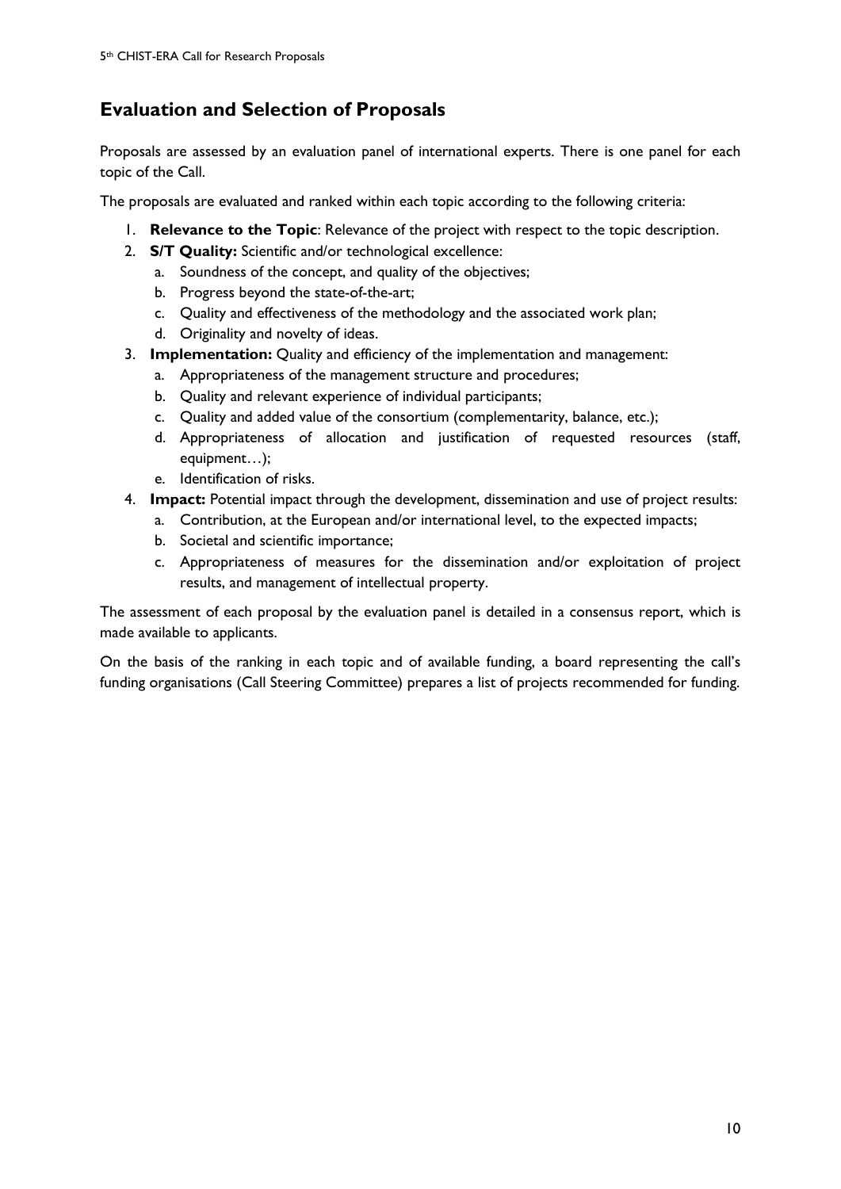## Evaluation and Selection of Proposals

Proposals are assessed by an evaluation panel of international experts. There is one panel for each topic of the Call.

The proposals are evaluated and ranked within each topic according to the following criteria:

1. **Relevance to the Topic**: Relevance of the project with respect to the topic description.
2. **S/T Quality:** Scientific and/or technological excellence:
   a. Soundness of the concept, and quality of the objectives;
   b. Progress beyond the state-of-the-art;
   c. Quality and effectiveness of the methodology and the associated work plan;
   d. Originality and novelty of ideas.
3. **Implementation:** Quality and efficiency of the implementation and management:
   a. Appropriateness of the management structure and procedures;
   b. Quality and relevant experience of individual participants;
   c. Quality and added value of the consortium (complementarity, balance, etc.);
   d. Appropriateness of allocation and justification of requested resources (staff, equipment…);
   e. Identification of risks.
4. **Impact:** Potential impact through the development, dissemination and use of project results:
   a. Contribution, at the European and/or international level, to the expected impacts;
   b. Societal and scientific importance;
   c. Appropriateness of measures for the dissemination and/or exploitation of project results, and management of intellectual property.

The assessment of each proposal by the evaluation panel is detailed in a consensus report, which is made available to applicants.

On the basis of the ranking in each topic and of available funding, a board representing the call's funding organisations (Call Steering Committee) prepares a list of projects recommended for funding.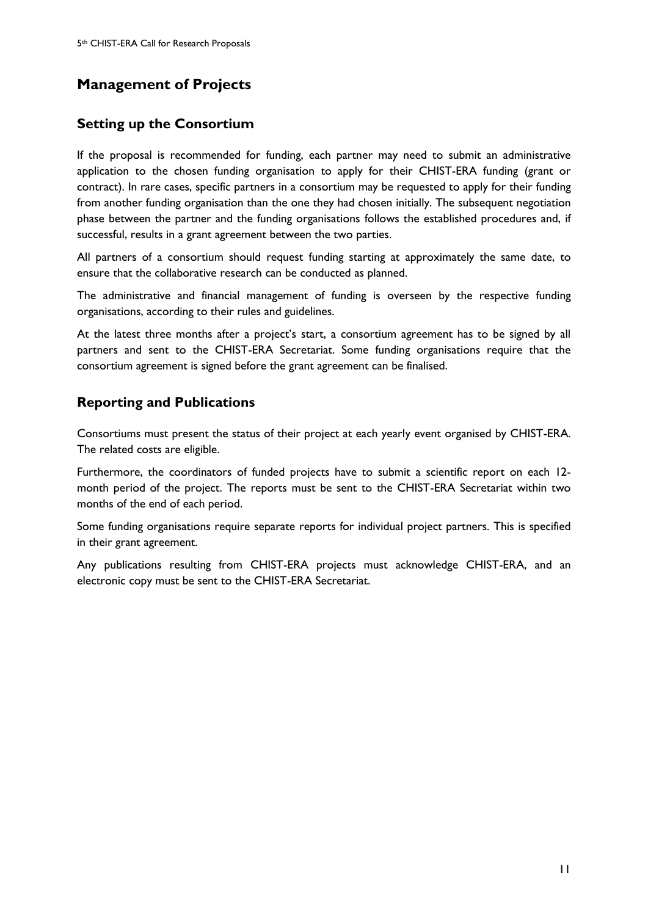## Management of Projects

### Setting up the Consortium

If the proposal is recommended for funding, each partner may need to submit an administrative application to the chosen funding organisation to apply for their CHIST-ERA funding (grant or contract). In rare cases, specific partners in a consortium may be requested to apply for their funding from another funding organisation than the one they had chosen initially. The subsequent negotiation phase between the partner and the funding organisations follows the established procedures and, if successful, results in a grant agreement between the two parties.

All partners of a consortium should request funding starting at approximately the same date, to ensure that the collaborative research can be conducted as planned.

The administrative and financial management of funding is overseen by the respective funding organisations, according to their rules and guidelines.

At the latest three months after a project's start, a consortium agreement has to be signed by all partners and sent to the CHIST-ERA Secretariat. Some funding organisations require that the consortium agreement is signed before the grant agreement can be finalised.

### Reporting and Publications

Consortiums must present the status of their project at each yearly event organised by CHIST-ERA. The related costs are eligible.

Furthermore, the coordinators of funded projects have to submit a scientific report on each 12-month period of the project. The reports must be sent to the CHIST-ERA Secretariat within two months of the end of each period.

Some funding organisations require separate reports for individual project partners. This is specified in their grant agreement.

Any publications resulting from CHIST-ERA projects must acknowledge CHIST-ERA, and an electronic copy must be sent to the CHIST-ERA Secretariat.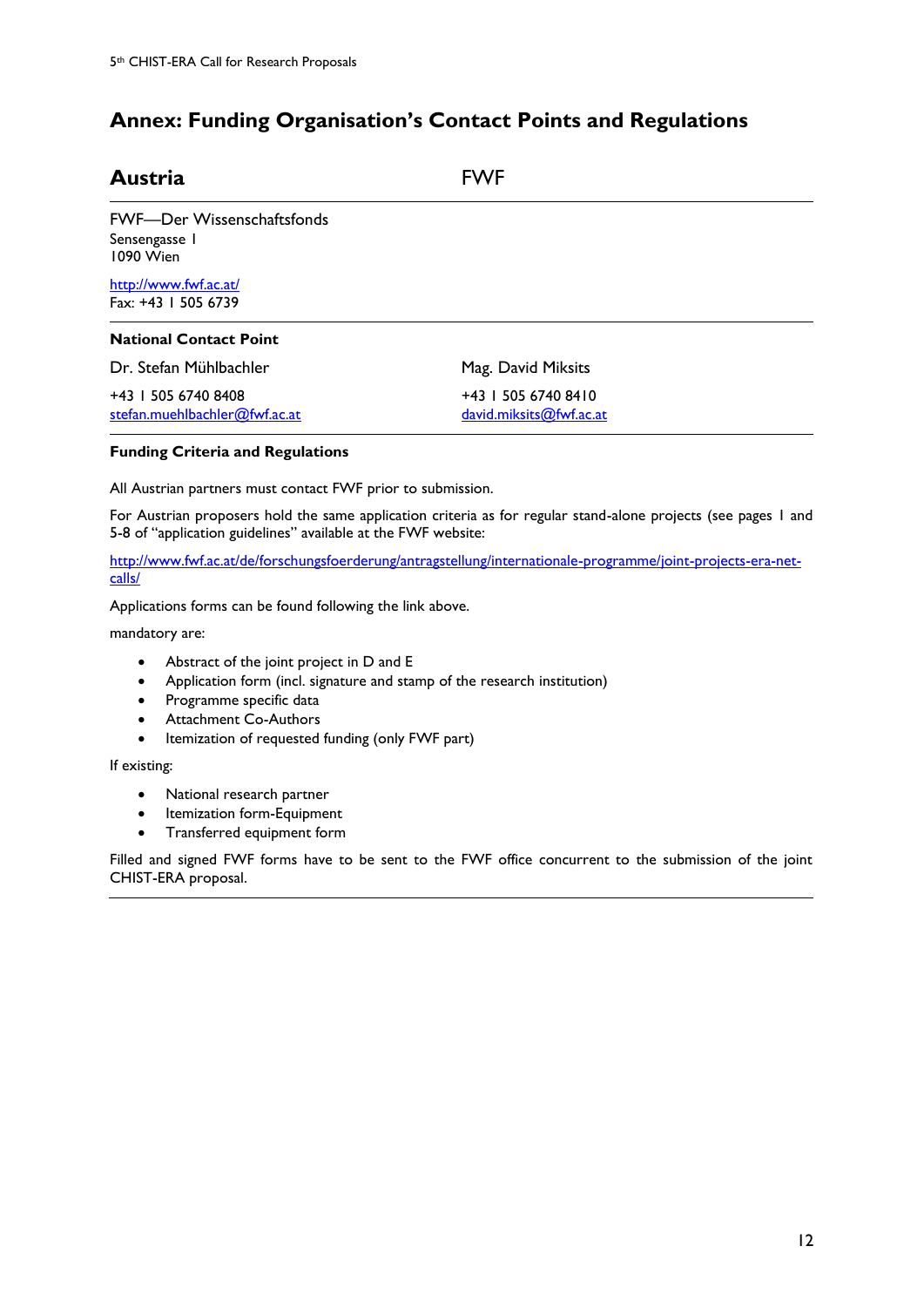# Annex: Funding Organisation's Contact Points and Regulations

## Austria — FWF

FWF—Der Wissenschaftsfonds
Sensengasse 1
1090 Wien

http://www.fwf.ac.at/
Fax: +43 1 505 6739

### National Contact Point

| Dr. Stefan Mühlbachler | Mag. David Miksits |
|---|---|
| +43 1 505 6740 8408 | +43 1 505 6740 8410 |
| stefan.muehlbachler@fwf.ac.at | david.miksits@fwf.ac.at |

### Funding Criteria and Regulations

All Austrian partners must contact FWF prior to submission.

For Austrian proposers hold the same application criteria as for regular stand-alone projects (see pages 1 and 5-8 of "application guidelines" available at the FWF website:

http://www.fwf.ac.at/de/forschungsfoerderung/antragstellung/internationale-programme/joint-projects-era-net-calls/

Applications forms can be found following the link above.

mandatory are:

- Abstract of the joint project in D and E
- Application form (incl. signature and stamp of the research institution)
- Programme specific data
- Attachment Co-Authors
- Itemization of requested funding (only FWF part)

If existing:

- National research partner
- Itemization form-Equipment
- Transferred equipment form

Filled and signed FWF forms have to be sent to the FWF office concurrent to the submission of the joint CHIST-ERA proposal.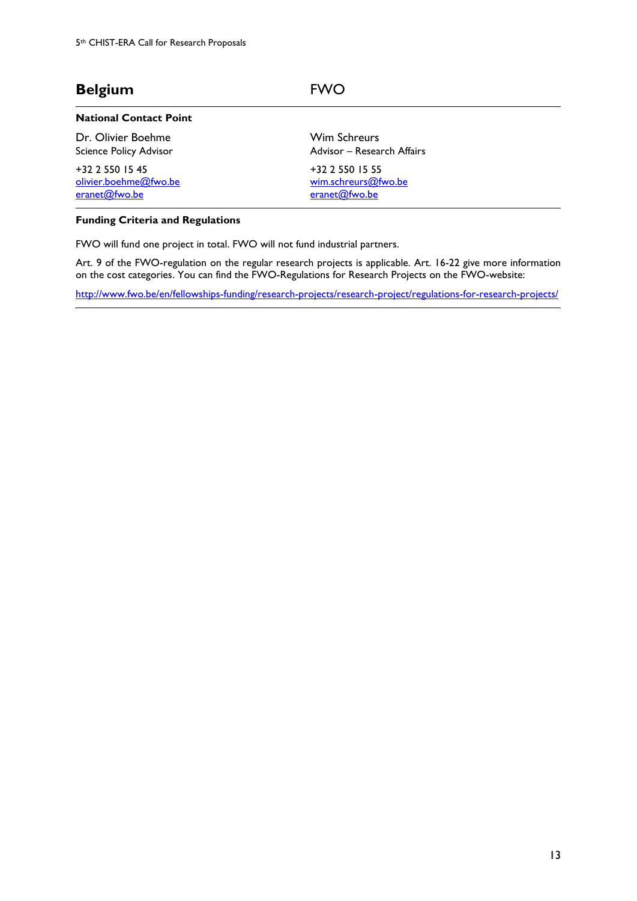## Belgium — FWO

**National Contact Point**

| | |
|---|---|
| Dr. Olivier Boehme | Wim Schreurs |
| Science Policy Advisor | Advisor – Research Affairs |
| +32 2 550 15 45 | +32 2 550 15 55 |
| olivier.boehme@fwo.be | wim.schreurs@fwo.be |
| eranet@fwo.be | eranet@fwo.be |

**Funding Criteria and Regulations**

FWO will fund one project in total. FWO will not fund industrial partners.

Art. 9 of the FWO-regulation on the regular research projects is applicable. Art. 16-22 give more information on the cost categories. You can find the FWO-Regulations for Research Projects on the FWO-website:

http://www.fwo.be/en/fellowships-funding/research-projects/research-project/regulations-for-research-projects/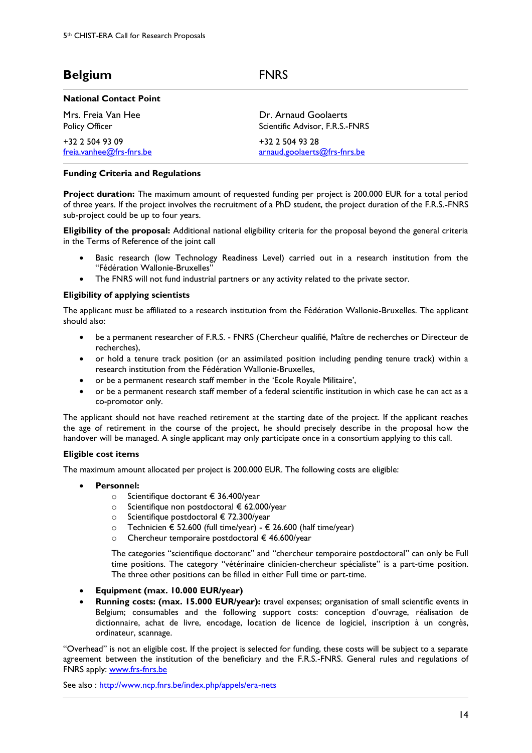## Belgium FNRS

**National Contact Point**

| | |
|---|---|
| Mrs. Freia Van Hee<br>Policy Officer | Dr. Arnaud Goolaerts<br>Scientific Advisor, F.R.S.-FNRS |
| +32 2 504 93 09<br>freia.vanhee@frs-fnrs.be | +32 2 504 93 28<br>arnaud.goolaerts@frs-fnrs.be |

**Funding Criteria and Regulations**

**Project duration:** The maximum amount of requested funding per project is 200.000 EUR for a total period of three years. If the project involves the recruitment of a PhD student, the project duration of the F.R.S.-FNRS sub-project could be up to four years.

**Eligibility of the proposal:** Additional national eligibility criteria for the proposal beyond the general criteria in the Terms of Reference of the joint call

- Basic research (low Technology Readiness Level) carried out in a research institution from the "Fédération Wallonie-Bruxelles"
- The FNRS will not fund industrial partners or any activity related to the private sector.

**Eligibility of applying scientists**

The applicant must be affiliated to a research institution from the Fédération Wallonie-Bruxelles. The applicant should also:

- be a permanent researcher of F.R.S. - FNRS (Chercheur qualifié, Maître de recherches or Directeur de recherches),
- or hold a tenure track position (or an assimilated position including pending tenure track) within a research institution from the Fédération Wallonie-Bruxelles,
- or be a permanent research staff member in the 'Ecole Royale Militaire',
- or be a permanent research staff member of a federal scientific institution in which case he can act as a co-promotor only.

The applicant should not have reached retirement at the starting date of the project. If the applicant reaches the age of retirement in the course of the project, he should precisely describe in the proposal how the handover will be managed. A single applicant may only participate once in a consortium applying to this call.

**Eligible cost items**

The maximum amount allocated per project is 200.000 EUR. The following costs are eligible:

- **Personnel:**
  - Scientifique doctorant € 36.400/year
  - Scientifique non postdoctoral € 62.000/year
  - Scientifique postdoctoral € 72.300/year
  - Technicien € 52.600 (full time/year) - € 26.600 (half time/year)
  - Chercheur temporaire postdoctoral € 46.600/year

  The categories "scientifique doctorant" and "chercheur temporaire postdoctoral" can only be Full time positions. The category "vétérinaire clinicien-chercheur spécialiste" is a part-time position. The three other positions can be filled in either Full time or part-time.

- **Equipment (max. 10.000 EUR/year)**
- **Running costs: (max. 15.000 EUR/year):** travel expenses; organisation of small scientific events in Belgium; consumables and the following support costs: conception d'ouvrage, réalisation de dictionnaire, achat de livre, encodage, location de licence de logiciel, inscription à un congrès, ordinateur, scannage.

"Overhead" is not an eligible cost. If the project is selected for funding, these costs will be subject to a separate agreement between the institution of the beneficiary and the F.R.S.-FNRS. General rules and regulations of FNRS apply: www.frs-fnrs.be

See also : http://www.ncp.fnrs.be/index.php/appels/era-nets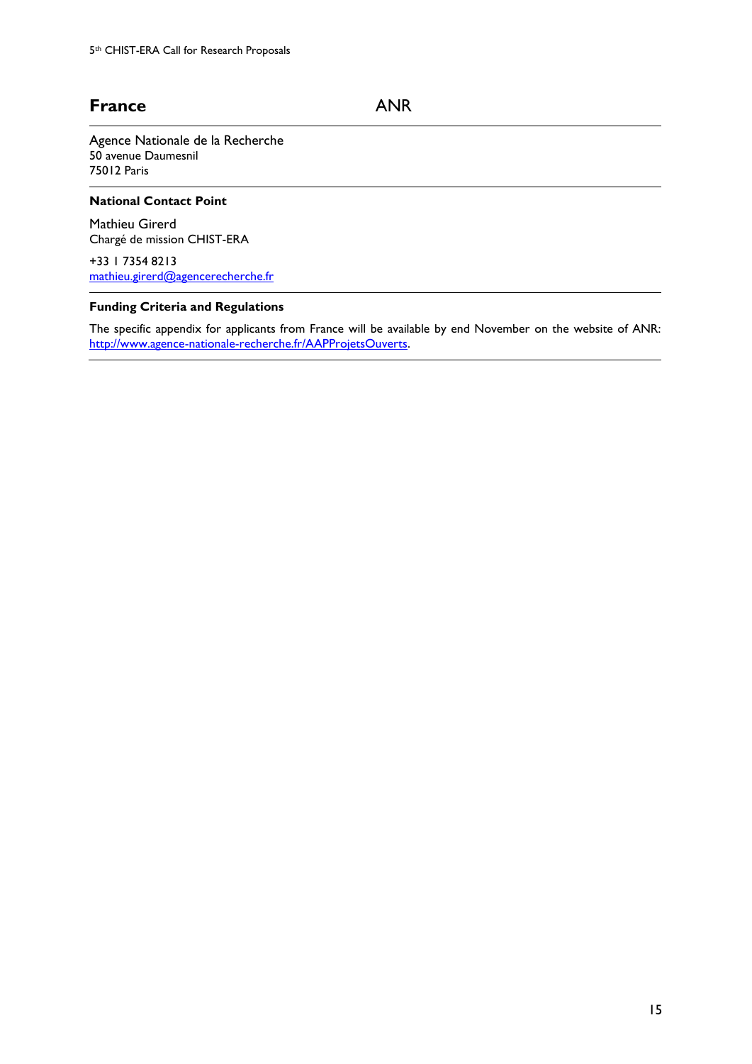## France — ANR

Agence Nationale de la Recherche
50 avenue Daumesnil
75012 Paris

### National Contact Point

Mathieu Girerd
Chargé de mission CHIST-ERA

+33 1 7354 8213
mathieu.girerd@agencerecherche.fr

### Funding Criteria and Regulations

The specific appendix for applicants from France will be available by end November on the website of ANR: http://www.agence-nationale-recherche.fr/AAPProjetsOuverts.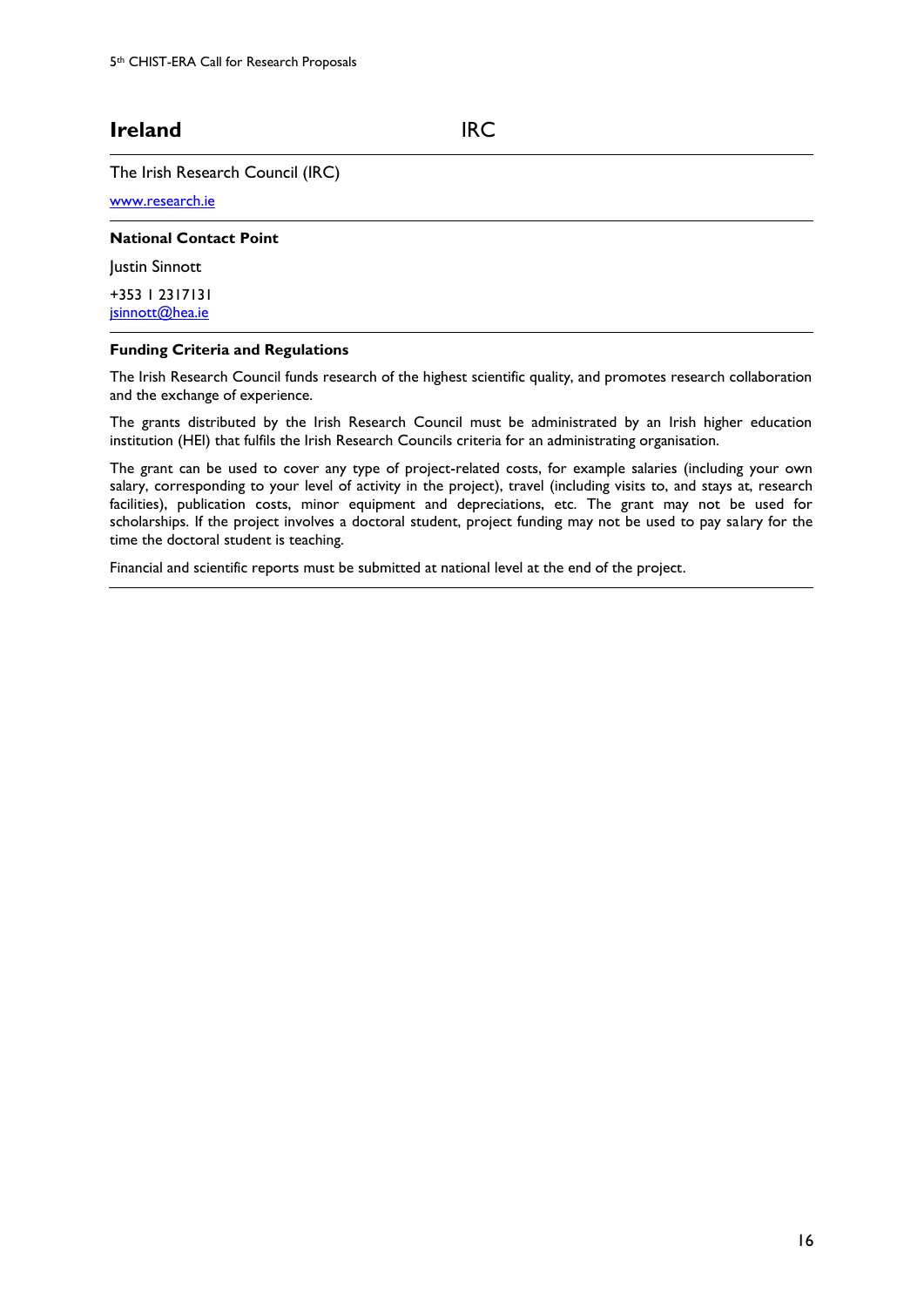## Ireland IRC

The Irish Research Council (IRC)

www.research.ie

**National Contact Point**

Justin Sinnott

+353 1 2317131
jsinnott@hea.ie

**Funding Criteria and Regulations**

The Irish Research Council funds research of the highest scientific quality, and promotes research collaboration and the exchange of experience.

The grants distributed by the Irish Research Council must be administrated by an Irish higher education institution (HEI) that fulfils the Irish Research Councils criteria for an administrating organisation.

The grant can be used to cover any type of project-related costs, for example salaries (including your own salary, corresponding to your level of activity in the project), travel (including visits to, and stays at, research facilities), publication costs, minor equipment and depreciations, etc. The grant may not be used for scholarships. If the project involves a doctoral student, project funding may not be used to pay salary for the time the doctoral student is teaching.

Financial and scientific reports must be submitted at national level at the end of the project.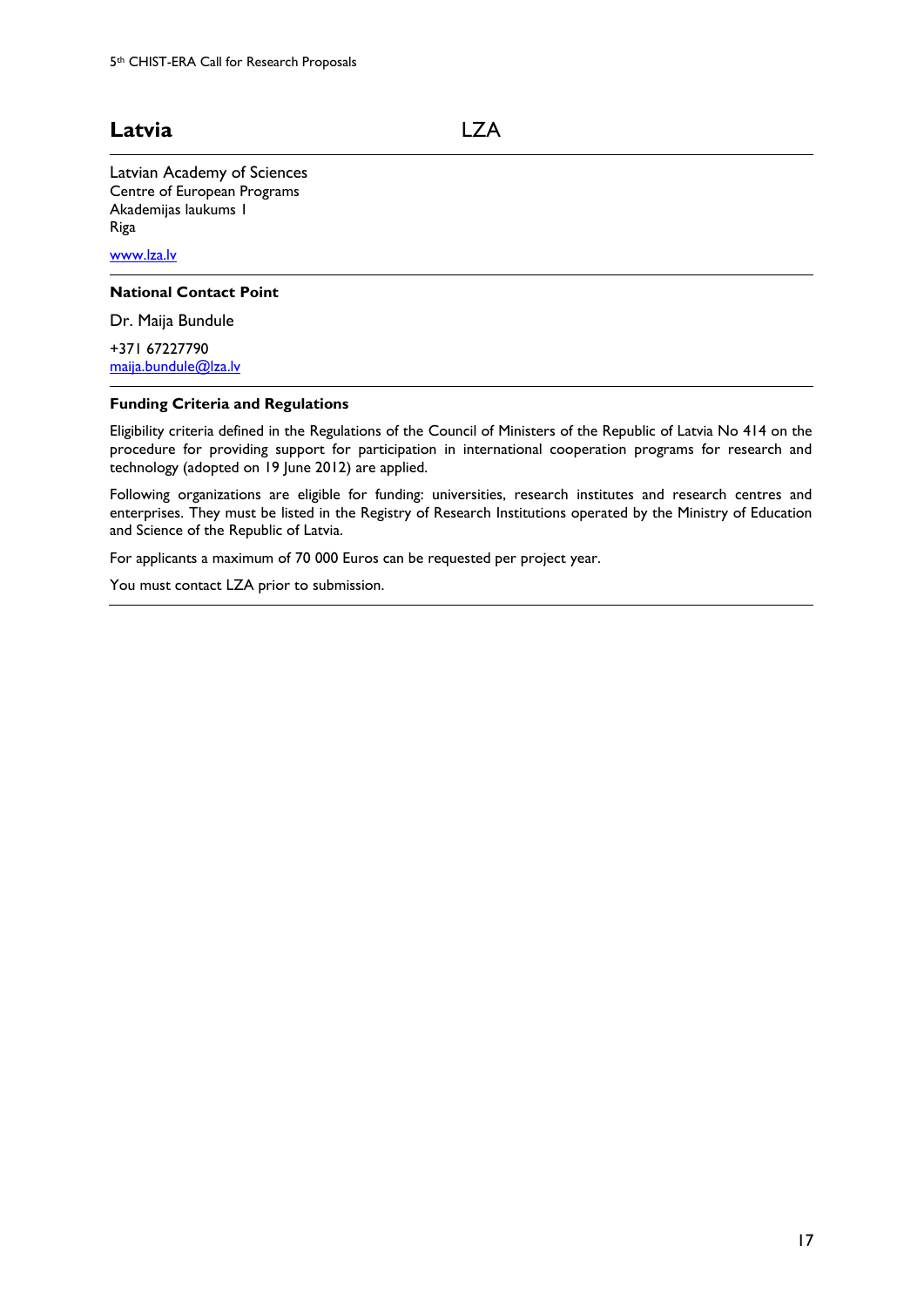## Latvia LZA

Latvian Academy of Sciences
Centre of European Programs
Akademijas laukums 1
Riga

www.lza.lv

**National Contact Point**

Dr. Maija Bundule

+371 67227790
maija.bundule@lza.lv

**Funding Criteria and Regulations**

Eligibility criteria defined in the Regulations of the Council of Ministers of the Republic of Latvia No 414 on the procedure for providing support for participation in international cooperation programs for research and technology (adopted on 19 June 2012) are applied.

Following organizations are eligible for funding: universities, research institutes and research centres and enterprises. They must be listed in the Registry of Research Institutions operated by the Ministry of Education and Science of the Republic of Latvia.

For applicants a maximum of 70 000 Euros can be requested per project year.

You must contact LZA prior to submission.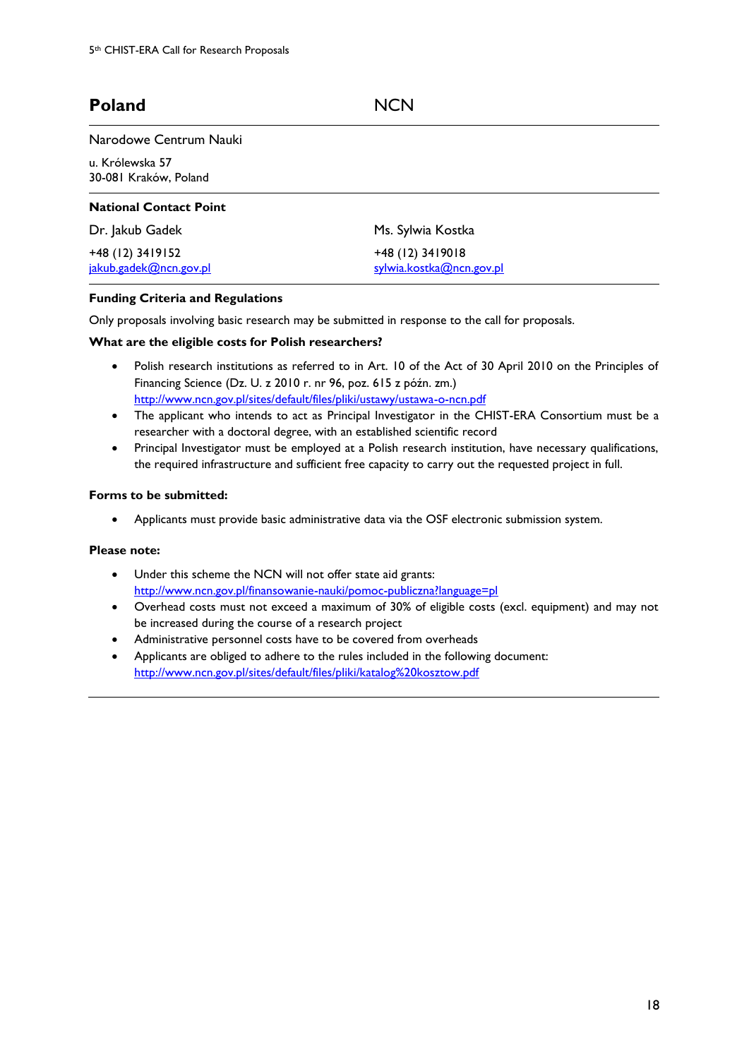## Poland — NCN

Narodowe Centrum Nauki

u. Królewska 57
30-081 Kraków, Poland

### National Contact Point

| Dr. Jakub Gadek | Ms. Sylwia Kostka |
|---|---|
| +48 (12) 3419152 | +48 (12) 3419018 |
| jakub.gadek@ncn.gov.pl | sylwia.kostka@ncn.gov.pl |

### Funding Criteria and Regulations

Only proposals involving basic research may be submitted in response to the call for proposals.

**What are the eligible costs for Polish researchers?**

- Polish research institutions as referred to in Art. 10 of the Act of 30 April 2010 on the Principles of Financing Science (Dz. U. z 2010 r. nr 96, poz. 615 z późn. zm.) http://www.ncn.gov.pl/sites/default/files/pliki/ustawy/ustawa-o-ncn.pdf
- The applicant who intends to act as Principal Investigator in the CHIST-ERA Consortium must be a researcher with a doctoral degree, with an established scientific record
- Principal Investigator must be employed at a Polish research institution, have necessary qualifications, the required infrastructure and sufficient free capacity to carry out the requested project in full.

**Forms to be submitted:**

- Applicants must provide basic administrative data via the OSF electronic submission system.

**Please note:**

- Under this scheme the NCN will not offer state aid grants: http://www.ncn.gov.pl/finansowanie-nauki/pomoc-publiczna?language=pl
- Overhead costs must not exceed a maximum of 30% of eligible costs (excl. equipment) and may not be increased during the course of a research project
- Administrative personnel costs have to be covered from overheads
- Applicants are obliged to adhere to the rules included in the following document: http://www.ncn.gov.pl/sites/default/files/pliki/katalog%20kosztow.pdf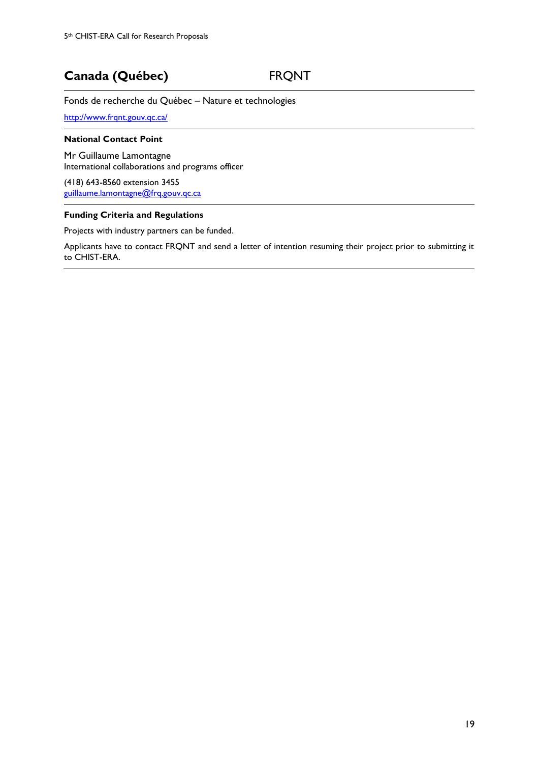## Canada (Québec) FRQNT

Fonds de recherche du Québec – Nature et technologies

http://www.frqnt.gouv.qc.ca/

**National Contact Point**

Mr Guillaume Lamontagne
International collaborations and programs officer

(418) 643-8560 extension 3455
guillaume.lamontagne@frq.gouv.qc.ca

**Funding Criteria and Regulations**

Projects with industry partners can be funded.

Applicants have to contact FRQNT and send a letter of intention resuming their project prior to submitting it to CHIST-ERA.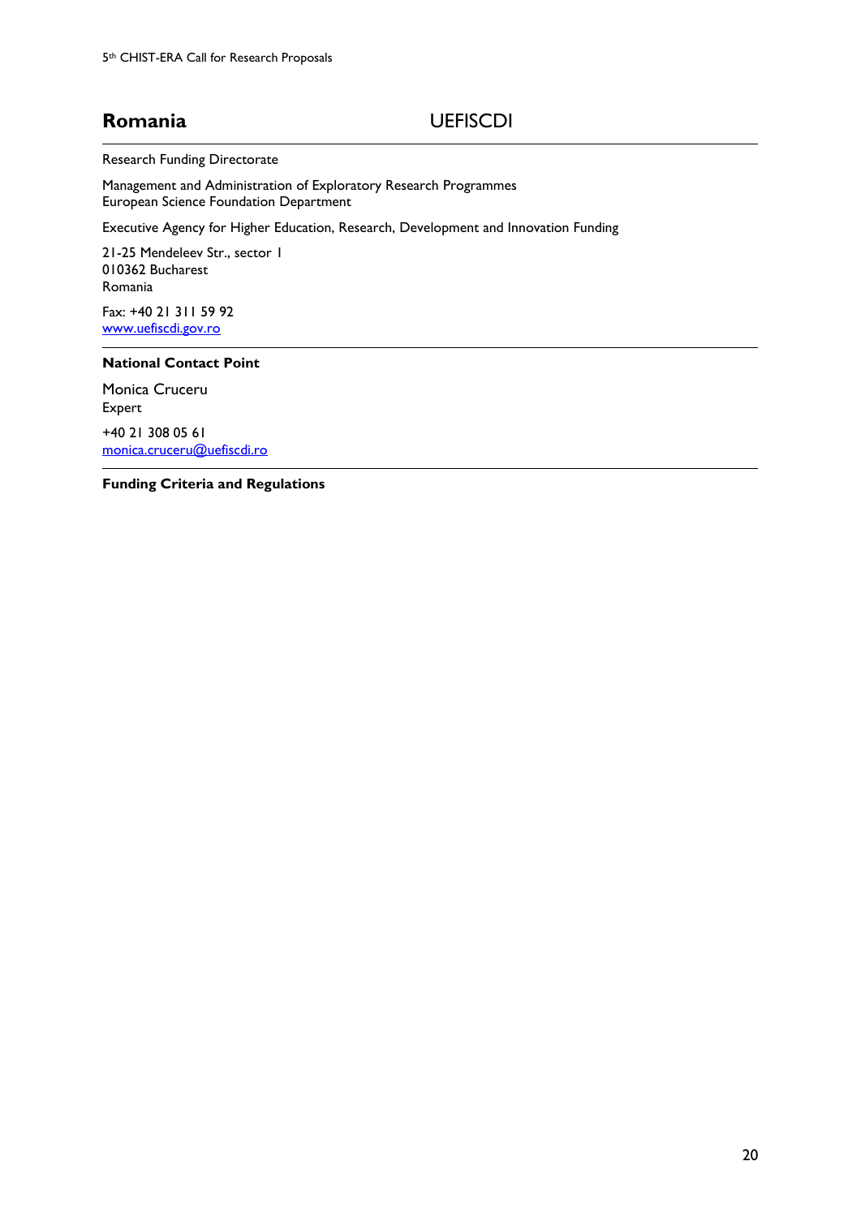## Romania UEFISCDI

---

Research Funding Directorate

Management and Administration of Exploratory Research Programmes
European Science Foundation Department

Executive Agency for Higher Education, Research, Development and Innovation Funding

21-25 Mendeleev Str., sector 1
010362 Bucharest
Romania

Fax: +40 21 311 59 92
www.uefiscdi.gov.ro

---

**National Contact Point**

Monica Cruceru
Expert

+40 21 308 05 61
monica.cruceru@uefiscdi.ro

---

**Funding Criteria and Regulations**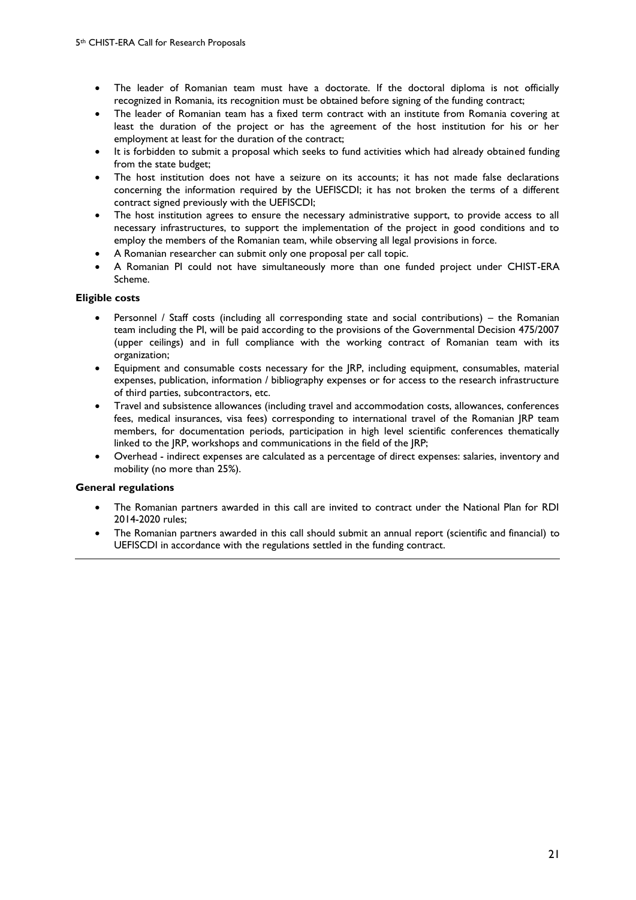- The leader of Romanian team must have a doctorate. If the doctoral diploma is not officially recognized in Romania, its recognition must be obtained before signing of the funding contract;
- The leader of Romanian team has a fixed term contract with an institute from Romania covering at least the duration of the project or has the agreement of the host institution for his or her employment at least for the duration of the contract;
- It is forbidden to submit a proposal which seeks to fund activities which had already obtained funding from the state budget;
- The host institution does not have a seizure on its accounts; it has not made false declarations concerning the information required by the UEFISCDI; it has not broken the terms of a different contract signed previously with the UEFISCDI;
- The host institution agrees to ensure the necessary administrative support, to provide access to all necessary infrastructures, to support the implementation of the project in good conditions and to employ the members of the Romanian team, while observing all legal provisions in force.
- A Romanian researcher can submit only one proposal per call topic.
- A Romanian PI could not have simultaneously more than one funded project under CHIST-ERA Scheme.

**Eligible costs**

- Personnel / Staff costs (including all corresponding state and social contributions) – the Romanian team including the PI, will be paid according to the provisions of the Governmental Decision 475/2007 (upper ceilings) and in full compliance with the working contract of Romanian team with its organization;
- Equipment and consumable costs necessary for the JRP, including equipment, consumables, material expenses, publication, information / bibliography expenses or for access to the research infrastructure of third parties, subcontractors, etc.
- Travel and subsistence allowances (including travel and accommodation costs, allowances, conferences fees, medical insurances, visa fees) corresponding to international travel of the Romanian JRP team members, for documentation periods, participation in high level scientific conferences thematically linked to the JRP, workshops and communications in the field of the JRP;
- Overhead - indirect expenses are calculated as a percentage of direct expenses: salaries, inventory and mobility (no more than 25%).

**General regulations**

- The Romanian partners awarded in this call are invited to contract under the National Plan for RDI 2014-2020 rules;
- The Romanian partners awarded in this call should submit an annual report (scientific and financial) to UEFISCDI in accordance with the regulations settled in the funding contract.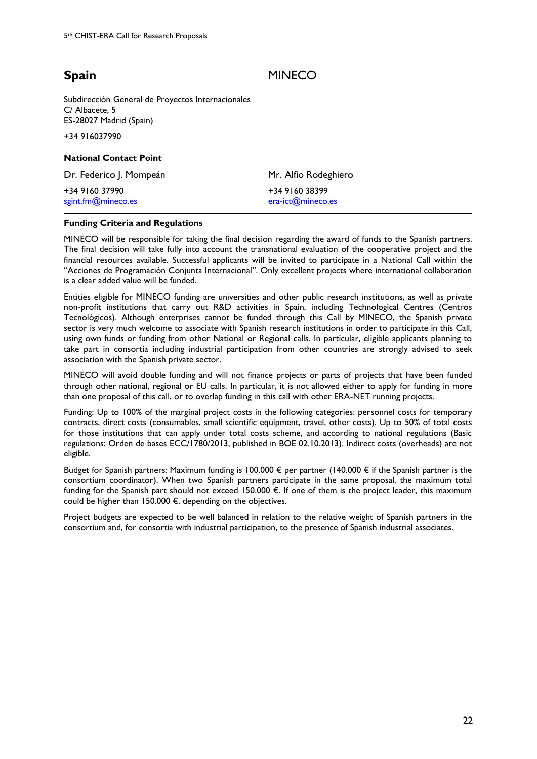## Spain — MINECO

Subdirección General de Proyectos Internacionales
C/ Albacete, 5
ES-28027 Madrid (Spain)

+34 916037990

### National Contact Point

Dr. Federico J. Mompeán
+34 9160 37990
sgint.fm@mineco.es

Mr. Alfio Rodeghiero
+34 9160 38399
era-ict@mineco.es

### Funding Criteria and Regulations

MINECO will be responsible for taking the final decision regarding the award of funds to the Spanish partners. The final decision will take fully into account the transnational evaluation of the cooperative project and the financial resources available. Successful applicants will be invited to participate in a National Call within the "Acciones de Programación Conjunta Internacional". Only excellent projects where international collaboration is a clear added value will be funded.

Entities eligible for MINECO funding are universities and other public research institutions, as well as private non-profit institutions that carry out R&D activities in Spain, including Technological Centres (Centros Tecnológicos). Although enterprises cannot be funded through this Call by MINECO, the Spanish private sector is very much welcome to associate with Spanish research institutions in order to participate in this Call, using own funds or funding from other National or Regional calls. In particular, eligible applicants planning to take part in consortia including industrial participation from other countries are strongly advised to seek association with the Spanish private sector.

MINECO will avoid double funding and will not finance projects or parts of projects that have been funded through other national, regional or EU calls. In particular, it is not allowed either to apply for funding in more than one proposal of this call, or to overlap funding in this call with other ERA-NET running projects.

Funding: Up to 100% of the marginal project costs in the following categories: personnel costs for temporary contracts, direct costs (consumables, small scientific equipment, travel, other costs). Up to 50% of total costs for those institutions that can apply under total costs scheme, and according to national regulations (Basic regulations: Orden de bases ECC/1780/2013, published in BOE 02.10.2013). Indirect costs (overheads) are not eligible.

Budget for Spanish partners: Maximum funding is 100.000 € per partner (140.000 € if the Spanish partner is the consortium coordinator). When two Spanish partners participate in the same proposal, the maximum total funding for the Spanish part should not exceed 150.000 €. If one of them is the project leader, this maximum could be higher than 150.000 €, depending on the objectives.

Project budgets are expected to be well balanced in relation to the relative weight of Spanish partners in the consortium and, for consortia with industrial participation, to the presence of Spanish industrial associates.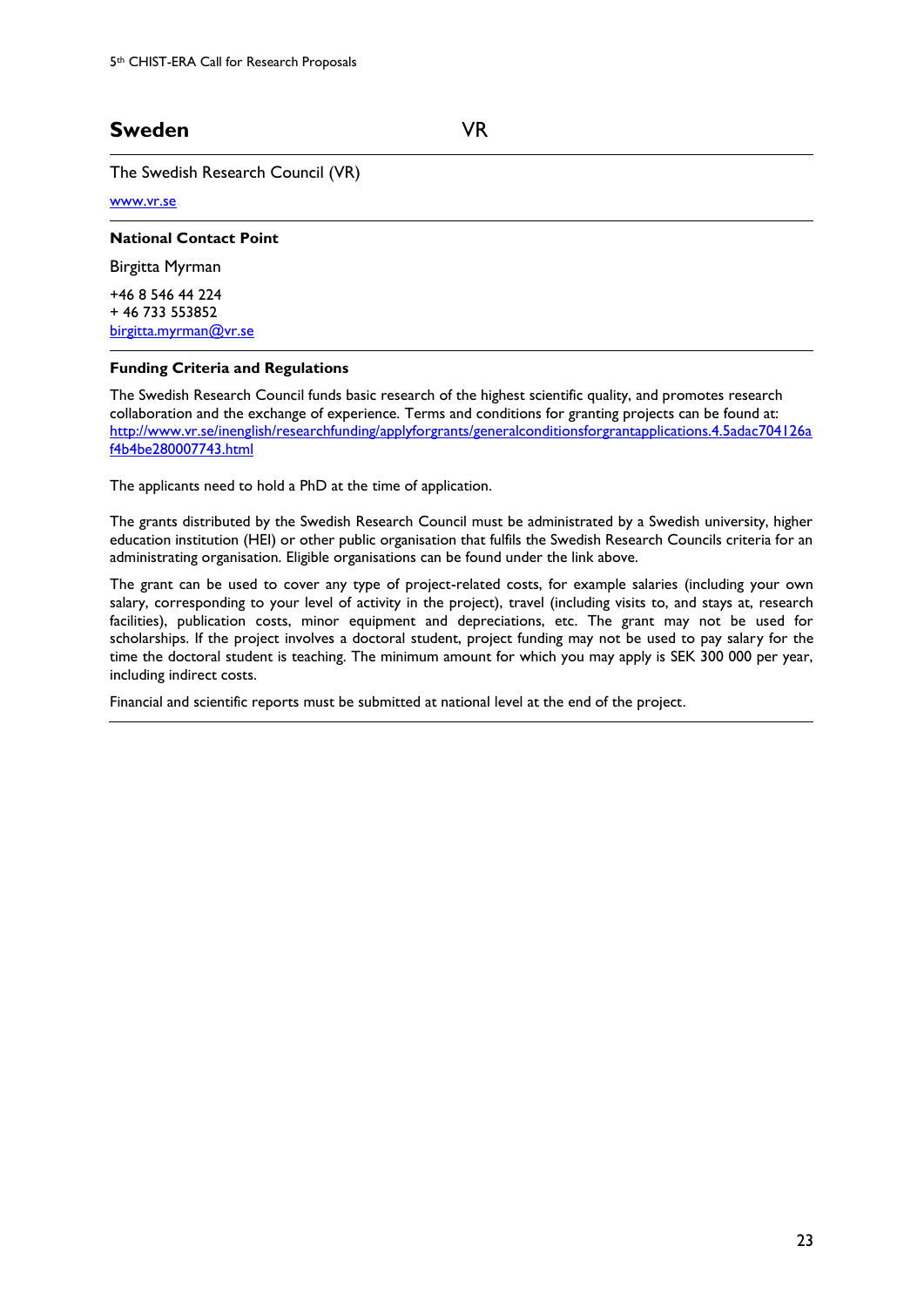## Sweden VR

The Swedish Research Council (VR)

[www.vr.se](http://www.vr.se)

**National Contact Point**

Birgitta Myrman

+46 8 546 44 224
+ 46 733 553852
[birgitta.myrman@vr.se](mailto:birgitta.myrman@vr.se)

**Funding Criteria and Regulations**

The Swedish Research Council funds basic research of the highest scientific quality, and promotes research collaboration and the exchange of experience. Terms and conditions for granting projects can be found at: [http://www.vr.se/inenglish/researchfunding/applyforgrants/generalconditionsforgrantapplications.4.5adac704126af4b4be280007743.html](http://www.vr.se/inenglish/researchfunding/applyforgrants/generalconditionsforgrantapplications.4.5adac704126af4b4be280007743.html)

The applicants need to hold a PhD at the time of application.

The grants distributed by the Swedish Research Council must be administrated by a Swedish university, higher education institution (HEI) or other public organisation that fulfils the Swedish Research Councils criteria for an administrating organisation. Eligible organisations can be found under the link above.

The grant can be used to cover any type of project-related costs, for example salaries (including your own salary, corresponding to your level of activity in the project), travel (including visits to, and stays at, research facilities), publication costs, minor equipment and depreciations, etc. The grant may not be used for scholarships. If the project involves a doctoral student, project funding may not be used to pay salary for the time the doctoral student is teaching. The minimum amount for which you may apply is SEK 300 000 per year, including indirect costs.

Financial and scientific reports must be submitted at national level at the end of the project.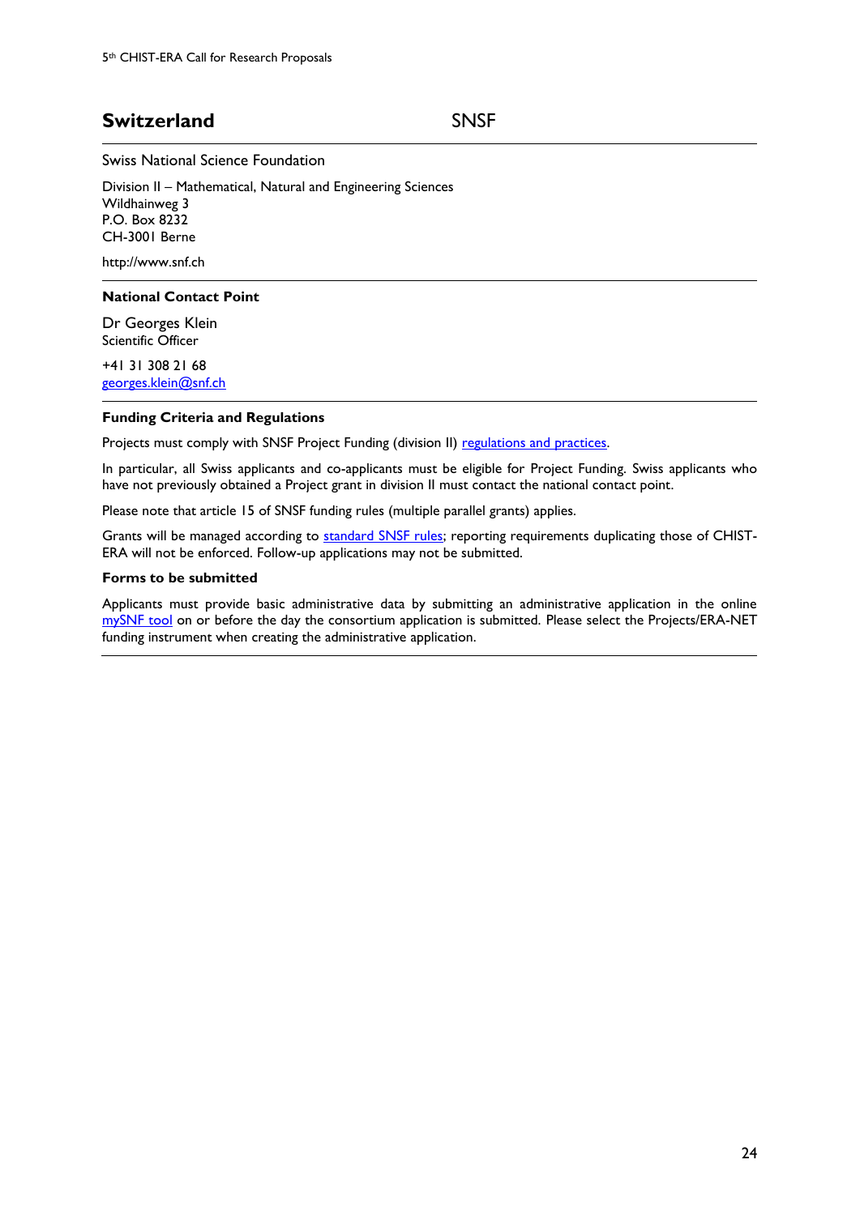## Switzerland SNSF

Swiss National Science Foundation

Division II – Mathematical, Natural and Engineering Sciences
Wildhainweg 3
P.O. Box 8232
CH-3001 Berne

http://www.snf.ch

### National Contact Point

Dr Georges Klein
Scientific Officer

+41 31 308 21 68
georges.klein@snf.ch

### Funding Criteria and Regulations

Projects must comply with SNSF Project Funding (division II) regulations and practices.

In particular, all Swiss applicants and co-applicants must be eligible for Project Funding. Swiss applicants who have not previously obtained a Project grant in division II must contact the national contact point.

Please note that article 15 of SNSF funding rules (multiple parallel grants) applies.

Grants will be managed according to standard SNSF rules; reporting requirements duplicating those of CHIST-ERA will not be enforced. Follow-up applications may not be submitted.

### Forms to be submitted

Applicants must provide basic administrative data by submitting an administrative application in the online mySNF tool on or before the day the consortium application is submitted. Please select the Projects/ERA-NET funding instrument when creating the administrative application.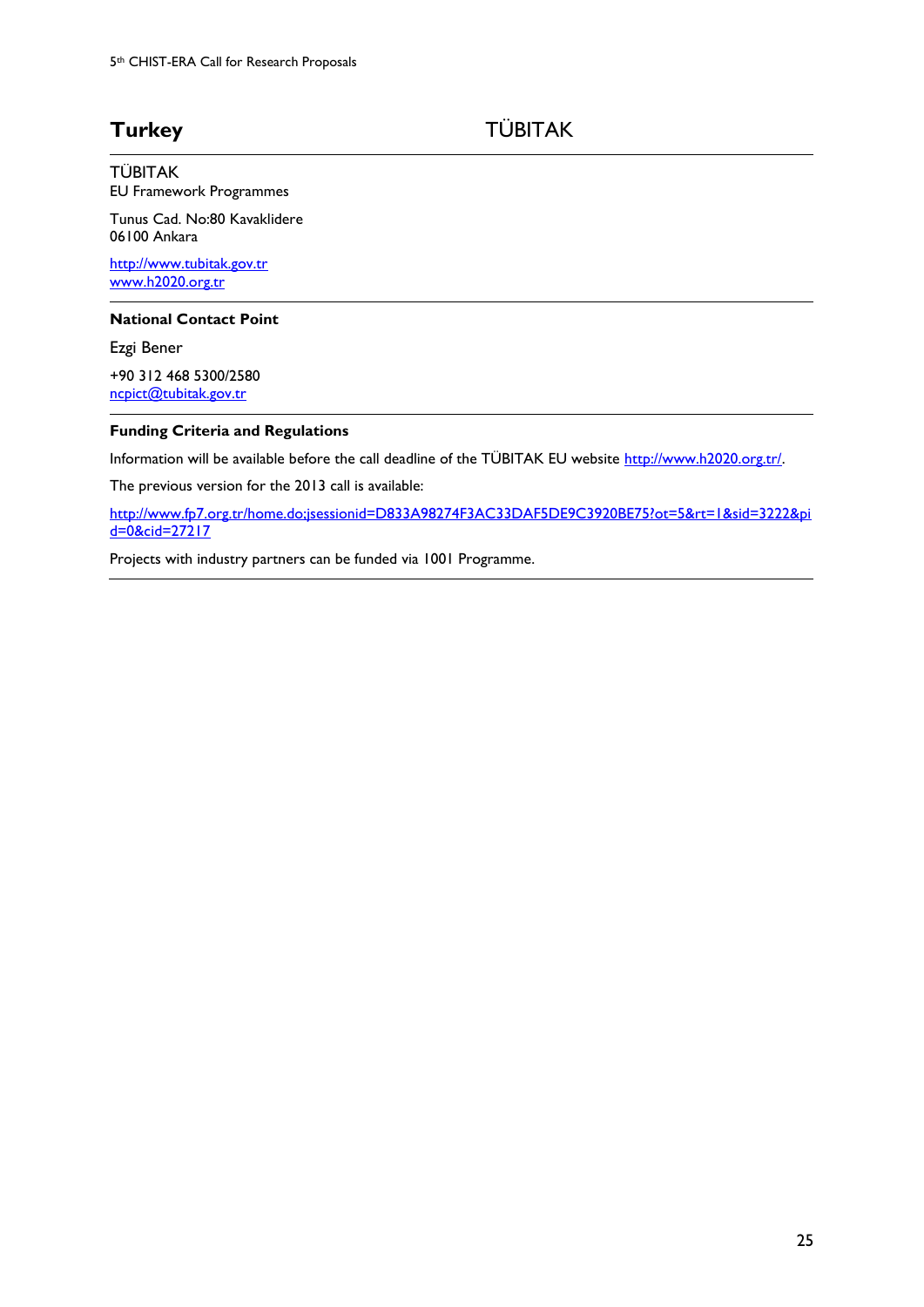## Turkey TÜBITAK

TÜBITAK
EU Framework Programmes

Tunus Cad. No:80 Kavaklidere
06100 Ankara

http://www.tubitak.gov.tr
www.h2020.org.tr

**National Contact Point**

Ezgi Bener

+90 312 468 5300/2580
ncpict@tubitak.gov.tr

**Funding Criteria and Regulations**

Information will be available before the call deadline of the TÜBITAK EU website http://www.h2020.org.tr/.

The previous version for the 2013 call is available:

http://www.fp7.org.tr/home.do;jsessionid=D833A98274F3AC33DAF5DE9C3920BE75?ot=5&rt=1&sid=3222&pid=0&cid=27217

Projects with industry partners can be funded via 1001 Programme.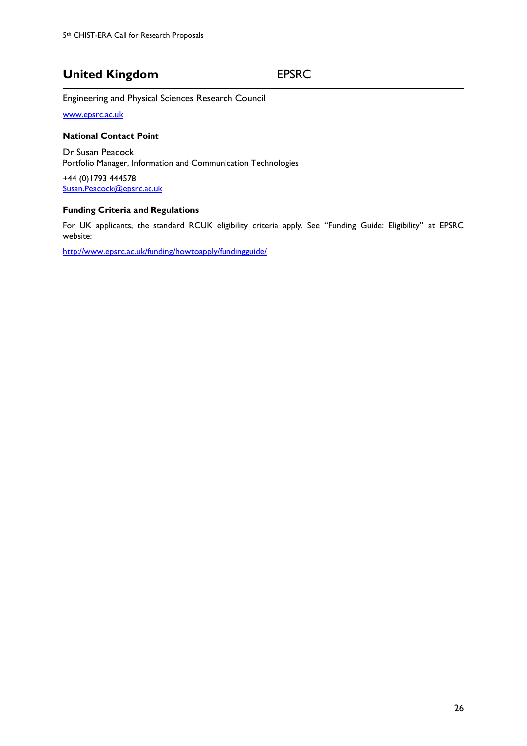## United Kingdom EPSRC

Engineering and Physical Sciences Research Council

www.epsrc.ac.uk

**National Contact Point**

Dr Susan Peacock
Portfolio Manager, Information and Communication Technologies

+44 (0)1793 444578
Susan.Peacock@epsrc.ac.uk

**Funding Criteria and Regulations**

For UK applicants, the standard RCUK eligibility criteria apply. See "Funding Guide: Eligibility" at EPSRC website:

http://www.epsrc.ac.uk/funding/howtoapply/fundingguide/